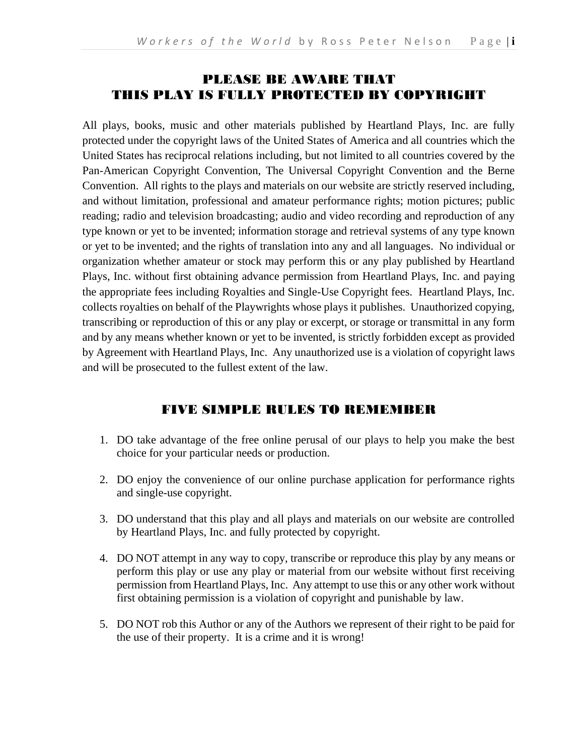## PLEASE BE AWARE THAT
## THIS PLAY IS FULLY PROTECTED BY COPYRIGHT

All plays, books, music and other materials published by Heartland Plays, Inc. are fully protected under the copyright laws of the United States of America and all countries which the United States has reciprocal relations including, but not limited to all countries covered by the Pan-American Copyright Convention, The Universal Copyright Convention and the Berne Convention. All rights to the plays and materials on our website are strictly reserved including, and without limitation, professional and amateur performance rights; motion pictures; public reading; radio and television broadcasting; audio and video recording and reproduction of any type known or yet to be invented; information storage and retrieval systems of any type known or yet to be invented; and the rights of translation into any and all languages. No individual or organization whether amateur or stock may perform this or any play published by Heartland Plays, Inc. without first obtaining advance permission from Heartland Plays, Inc. and paying the appropriate fees including Royalties and Single-Use Copyright fees. Heartland Plays, Inc. collects royalties on behalf of the Playwrights whose plays it publishes. Unauthorized copying, transcribing or reproduction of this or any play or excerpt, or storage or transmittal in any form and by any means whether known or yet to be invented, is strictly forbidden except as provided by Agreement with Heartland Plays, Inc. Any unauthorized use is a violation of copyright laws and will be prosecuted to the fullest extent of the law.

## FIVE SIMPLE RULES TO REMEMBER

1. DO take advantage of the free online perusal of our plays to help you make the best choice for your particular needs or production.

2. DO enjoy the convenience of our online purchase application for performance rights and single-use copyright.

3. DO understand that this play and all plays and materials on our website are controlled by Heartland Plays, Inc. and fully protected by copyright.

4. DO NOT attempt in any way to copy, transcribe or reproduce this play by any means or perform this play or use any play or material from our website without first receiving permission from Heartland Plays, Inc. Any attempt to use this or any other work without first obtaining permission is a violation of copyright and punishable by law.

5. DO NOT rob this Author or any of the Authors we represent of their right to be paid for the use of their property. It is a crime and it is wrong!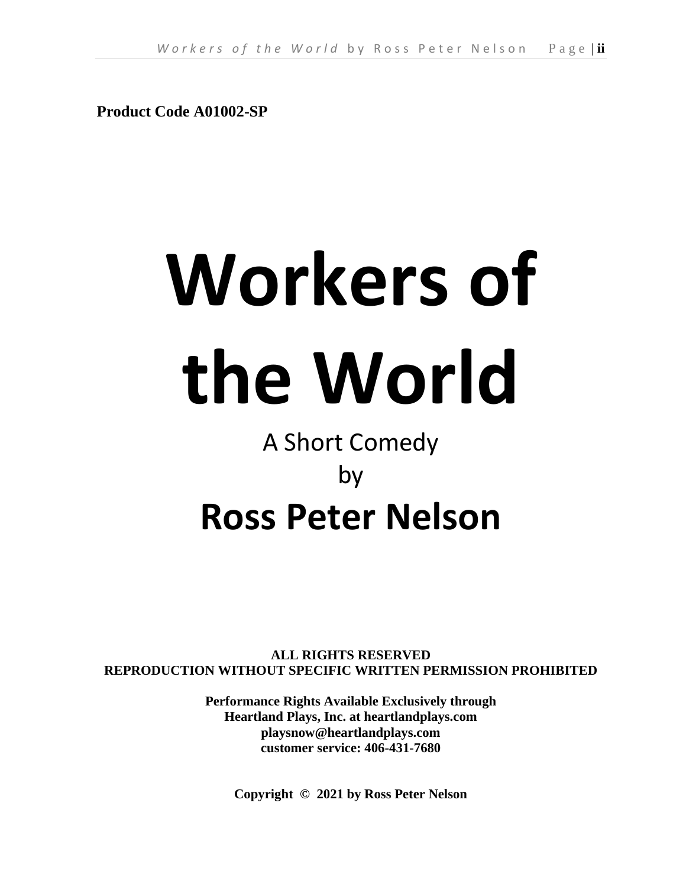**Product Code A01002-SP**

# Workers of the World

A Short Comedy

by

## Ross Peter Nelson

**ALL RIGHTS RESERVED**
**REPRODUCTION WITHOUT SPECIFIC WRITTEN PERMISSION PROHIBITED**

**Performance Rights Available Exclusively through**
**Heartland Plays, Inc. at heartlandplays.com**
**playsnow@heartlandplays.com**
**customer service: 406-431-7680**

**Copyright © 2021 by Ross Peter Nelson**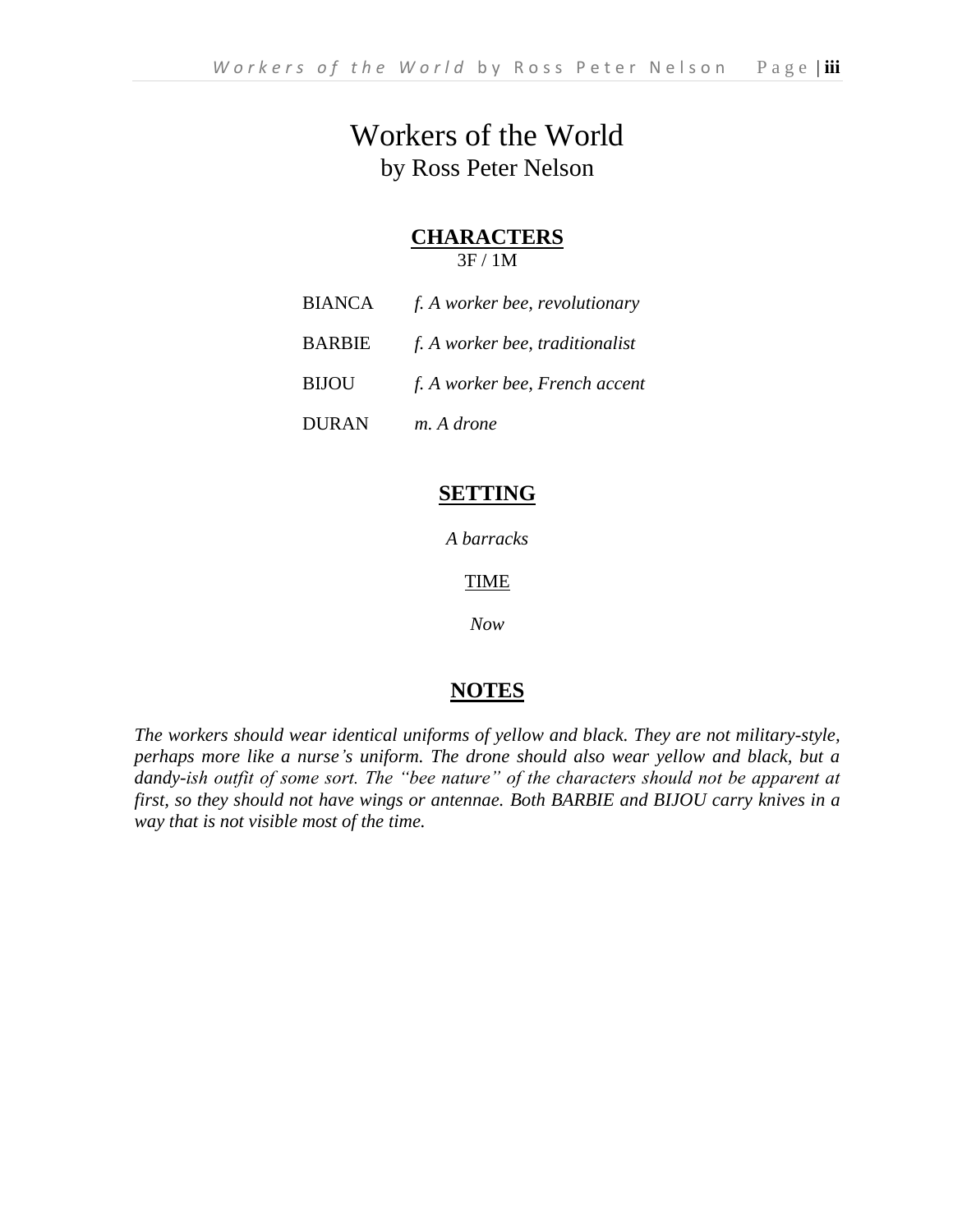# Workers of the World

by Ross Peter Nelson

## CHARACTERS

3F / 1M

| | |
|---|---|
| BIANCA | *f. A worker bee, revolutionary* |
| BARBIE | *f. A worker bee, traditionalist* |
| BIJOU | *f. A worker bee, French accent* |
| DURAN | *m. A drone* |

## SETTING

*A barracks*

TIME

*Now*

## NOTES

*The workers should wear identical uniforms of yellow and black. They are not military-style, perhaps more like a nurse's uniform. The drone should also wear yellow and black, but a dandy-ish outfit of some sort. The "bee nature" of the characters should not be apparent at first, so they should not have wings or antennae. Both BARBIE and BIJOU carry knives in a way that is not visible most of the time.*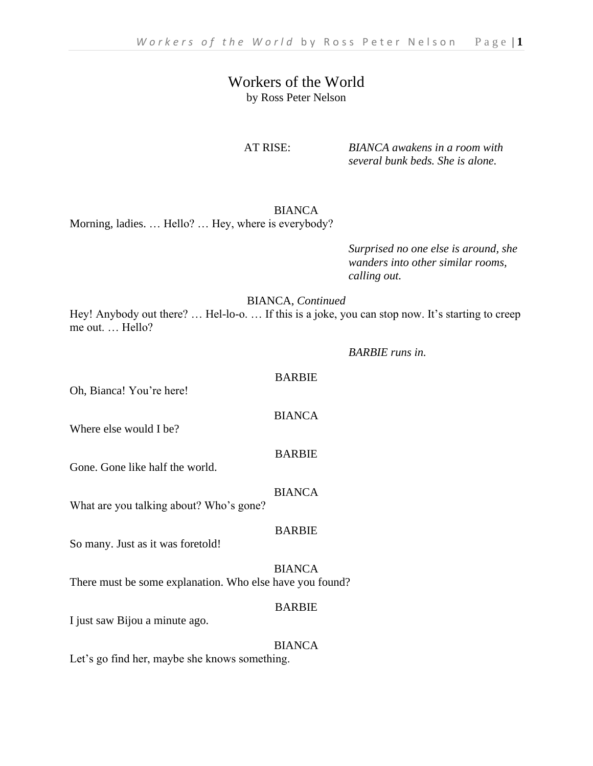# Workers of the World

by Ross Peter Nelson

AT RISE: *BIANCA awakens in a room with several bunk beds. She is alone.*

BIANCA

Morning, ladies. … Hello? … Hey, where is everybody?

*Surprised no one else is around, she wanders into other similar rooms, calling out.*

BIANCA, *Continued*

Hey! Anybody out there? … Hel-lo-o. … If this is a joke, you can stop now. It's starting to creep me out. … Hello?

*BARBIE runs in.*

BARBIE

Oh, Bianca! You're here!

BIANCA

Where else would I be?

BARBIE

Gone. Gone like half the world.

BIANCA

What are you talking about? Who's gone?

BARBIE

So many. Just as it was foretold!

BIANCA

There must be some explanation. Who else have you found?

BARBIE

I just saw Bijou a minute ago.

BIANCA

Let's go find her, maybe she knows something.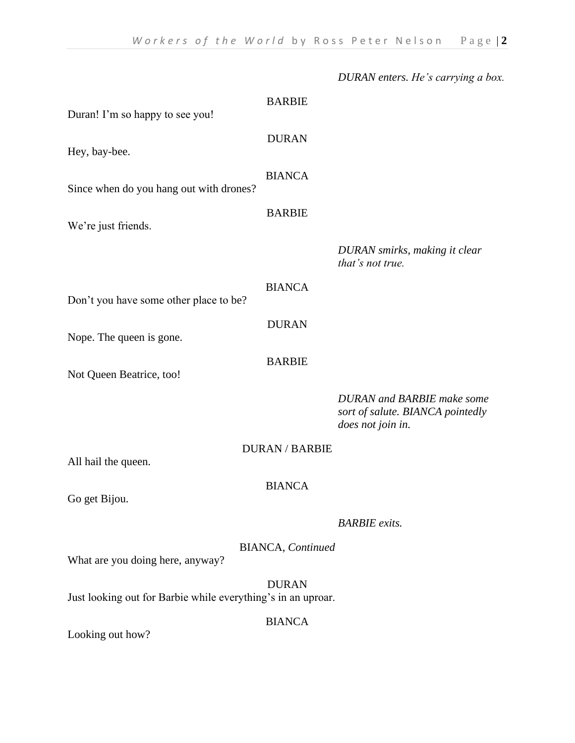*DURAN enters. He's carrying a box.*

BARBIE

Duran! I'm so happy to see you!

DURAN

Hey, bay-bee.

BIANCA

Since when do you hang out with drones?

BARBIE

We're just friends.

*DURAN smirks, making it clear that's not true.*

BIANCA

Don't you have some other place to be?

DURAN

Nope. The queen is gone.

BARBIE

Not Queen Beatrice, too!

*DURAN and BARBIE make some sort of salute. BIANCA pointedly does not join in.*

DURAN / BARBIE

All hail the queen.

BIANCA

Go get Bijou.

*BARBIE exits.*

BIANCA, *Continued*

What are you doing here, anyway?

DURAN

Just looking out for Barbie while everything's in an uproar.

BIANCA

Looking out how?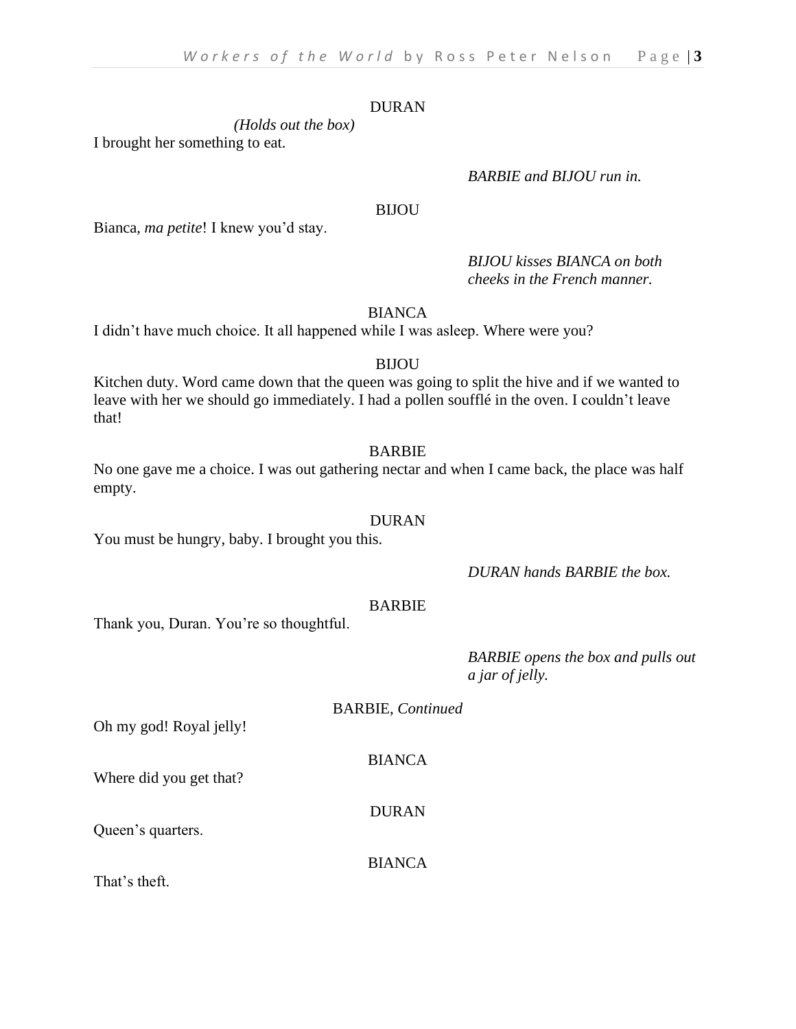DURAN

*(Holds out the box)*

I brought her something to eat.

*BARBIE and BIJOU run in.*

BIJOU

Bianca, *ma petite*! I knew you'd stay.

*BIJOU kisses BIANCA on both cheeks in the French manner.*

BIANCA

I didn't have much choice. It all happened while I was asleep. Where were you?

BIJOU

Kitchen duty. Word came down that the queen was going to split the hive and if we wanted to leave with her we should go immediately. I had a pollen soufflé in the oven. I couldn't leave that!

BARBIE

No one gave me a choice. I was out gathering nectar and when I came back, the place was half empty.

DURAN

You must be hungry, baby. I brought you this.

*DURAN hands BARBIE the box.*

BARBIE

Thank you, Duran. You're so thoughtful.

*BARBIE opens the box and pulls out a jar of jelly.*

BARBIE, *Continued*

Oh my god! Royal jelly!

BIANCA

Where did you get that?

DURAN

Queen's quarters.

BIANCA

That's theft.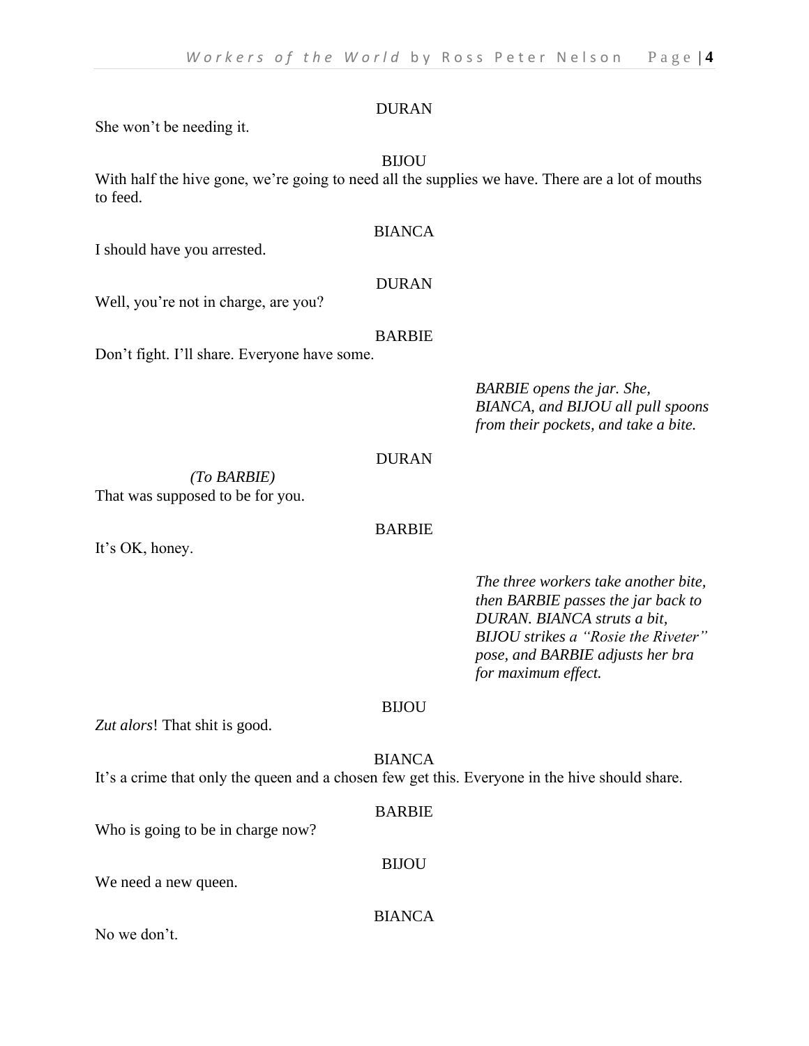DURAN

She won't be needing it.

BIJOU

With half the hive gone, we're going to need all the supplies we have. There are a lot of mouths to feed.

BIANCA

I should have you arrested.

DURAN

Well, you're not in charge, are you?

BARBIE

Don't fight. I'll share. Everyone have some.

*BARBIE opens the jar. She, BIANCA, and BIJOU all pull spoons from their pockets, and take a bite.*

DURAN

*(To BARBIE)*

That was supposed to be for you.

BARBIE

It's OK, honey.

*The three workers take another bite, then BARBIE passes the jar back to DURAN. BIANCA struts a bit, BIJOU strikes a "Rosie the Riveter" pose, and BARBIE adjusts her bra for maximum effect.*

BIJOU

*Zut alors*! That shit is good.

BIANCA

It's a crime that only the queen and a chosen few get this. Everyone in the hive should share.

BARBIE

Who is going to be in charge now?

BIJOU

We need a new queen.

BIANCA

No we don't.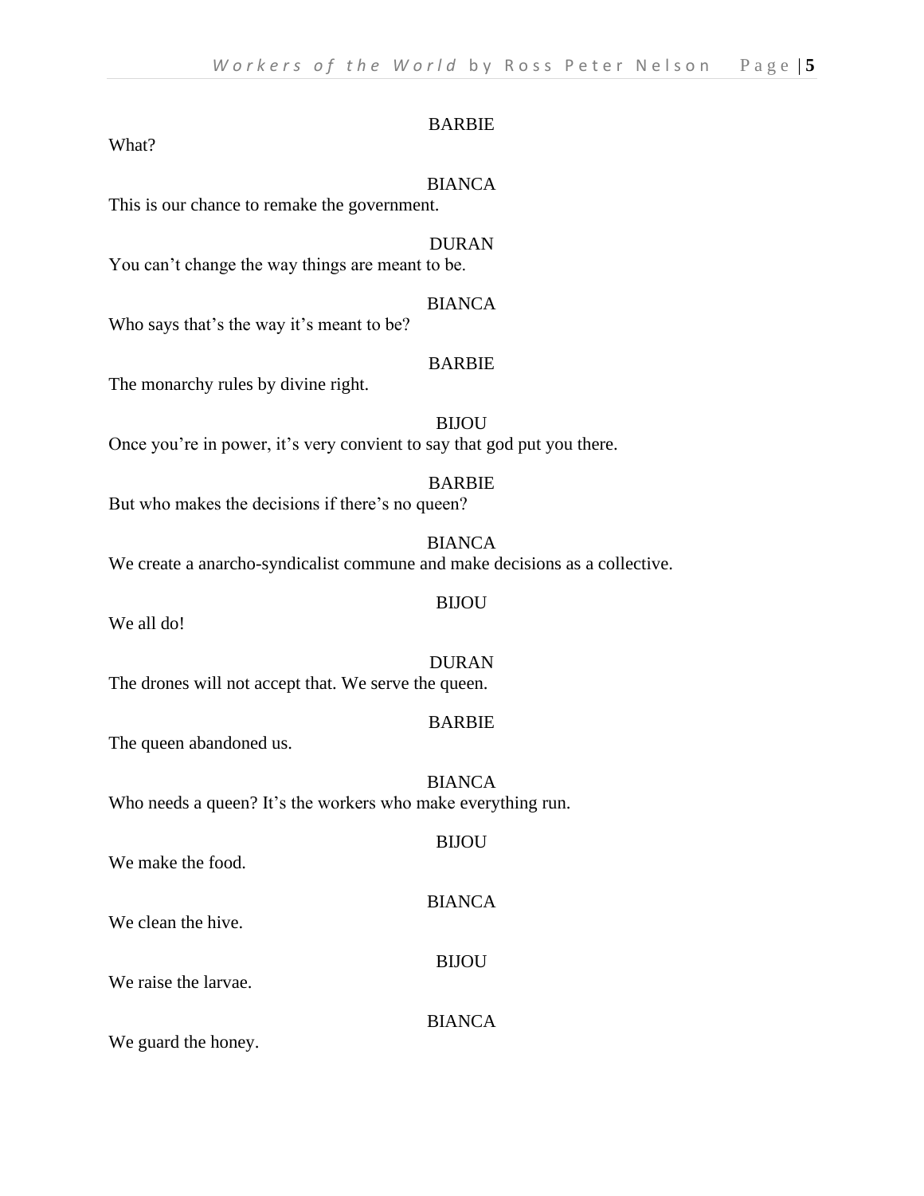BARBIE

What?

BIANCA

This is our chance to remake the government.

DURAN

You can't change the way things are meant to be.

BIANCA

Who says that's the way it's meant to be?

BARBIE

The monarchy rules by divine right.

BIJOU

Once you're in power, it's very convient to say that god put you there.

BARBIE

But who makes the decisions if there's no queen?

BIANCA

We create a anarcho-syndicalist commune and make decisions as a collective.

BIJOU

We all do!

DURAN

The drones will not accept that. We serve the queen.

BARBIE

The queen abandoned us.

BIANCA

Who needs a queen? It's the workers who make everything run.

BIJOU

We make the food.

BIANCA

We clean the hive.

BIJOU

We raise the larvae.

BIANCA

We guard the honey.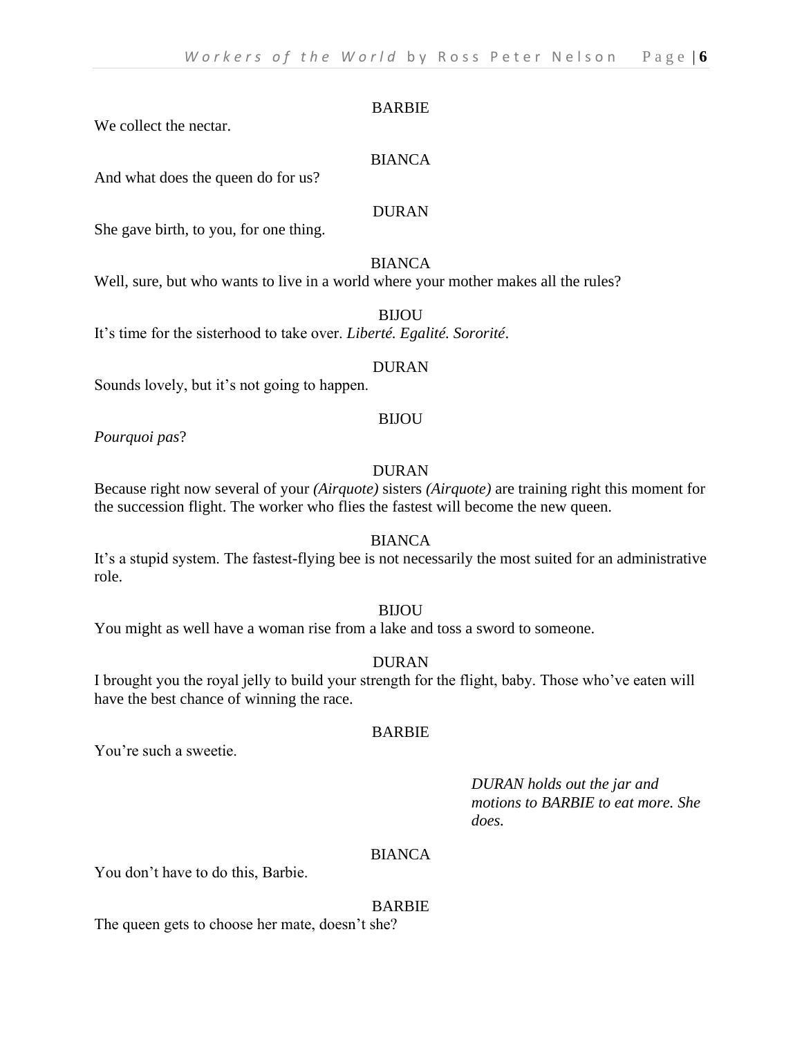BARBIE

We collect the nectar.

BIANCA

And what does the queen do for us?

DURAN

She gave birth, to you, for one thing.

BIANCA

Well, sure, but who wants to live in a world where your mother makes all the rules?

BIJOU

It's time for the sisterhood to take over. *Liberté. Egalité. Sororité.*

DURAN

Sounds lovely, but it's not going to happen.

BIJOU

*Pourquoi pas*?

DURAN

Because right now several of your *(Airquote)* sisters *(Airquote)* are training right this moment for the succession flight. The worker who flies the fastest will become the new queen.

BIANCA

It's a stupid system. The fastest-flying bee is not necessarily the most suited for an administrative role.

BIJOU

You might as well have a woman rise from a lake and toss a sword to someone.

DURAN

I brought you the royal jelly to build your strength for the flight, baby. Those who've eaten will have the best chance of winning the race.

BARBIE

You're such a sweetie.

*DURAN holds out the jar and motions to BARBIE to eat more. She does.*

BIANCA

You don't have to do this, Barbie.

BARBIE

The queen gets to choose her mate, doesn't she?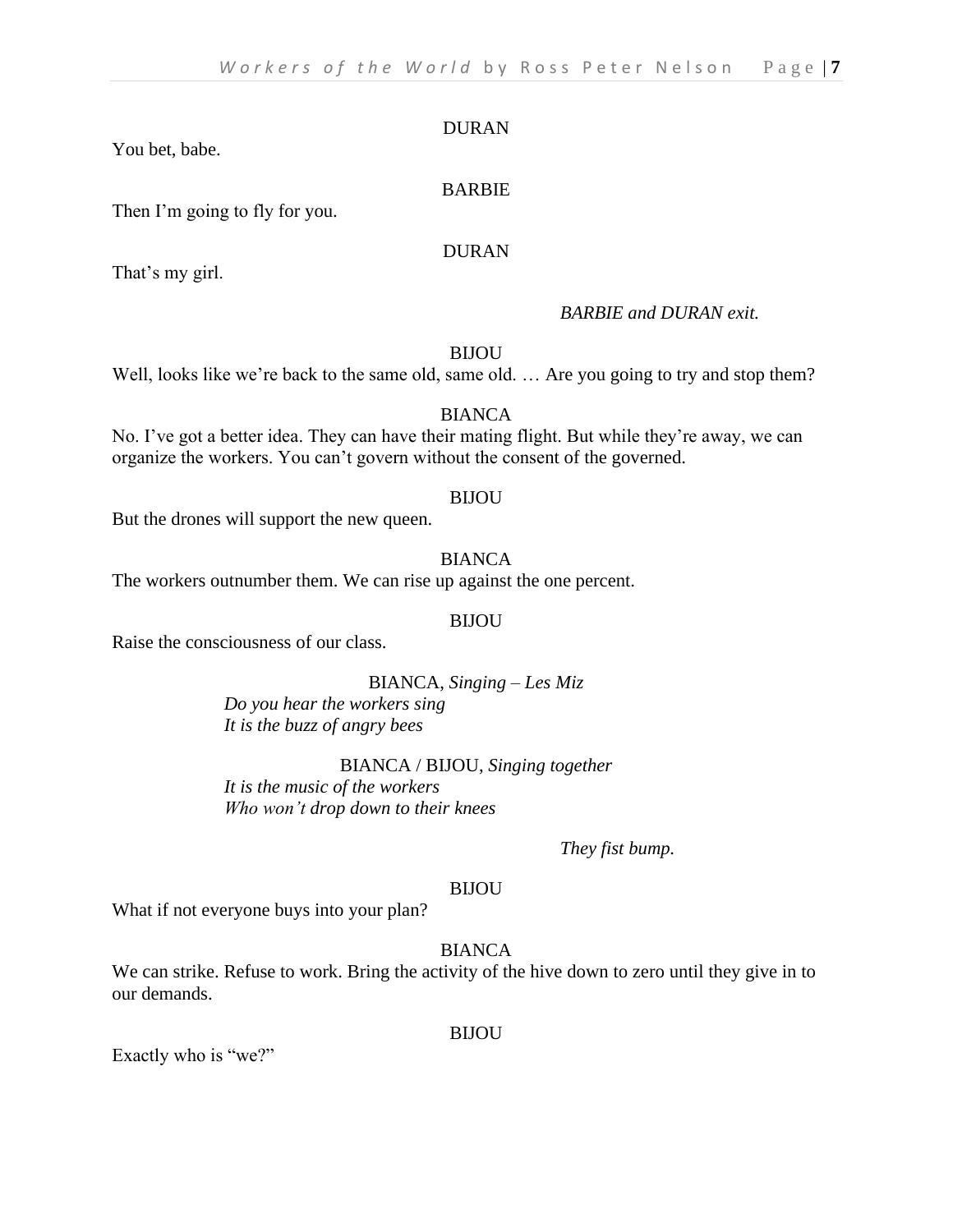DURAN

You bet, babe.

BARBIE

Then I'm going to fly for you.

DURAN

That's my girl.

*BARBIE and DURAN exit.*

BIJOU

Well, looks like we're back to the same old, same old. … Are you going to try and stop them?

BIANCA

No. I've got a better idea. They can have their mating flight. But while they're away, we can organize the workers. You can't govern without the consent of the governed.

BIJOU

But the drones will support the new queen.

BIANCA

The workers outnumber them. We can rise up against the one percent.

BIJOU

Raise the consciousness of our class.

BIANCA, *Singing – Les Miz*

*Do you hear the workers sing*
*It is the buzz of angry bees*

BIANCA / BIJOU, *Singing together*

*It is the music of the workers*
*Who won't drop down to their knees*

*They fist bump.*

BIJOU

What if not everyone buys into your plan?

BIANCA

We can strike. Refuse to work. Bring the activity of the hive down to zero until they give in to our demands.

BIJOU

Exactly who is "we?"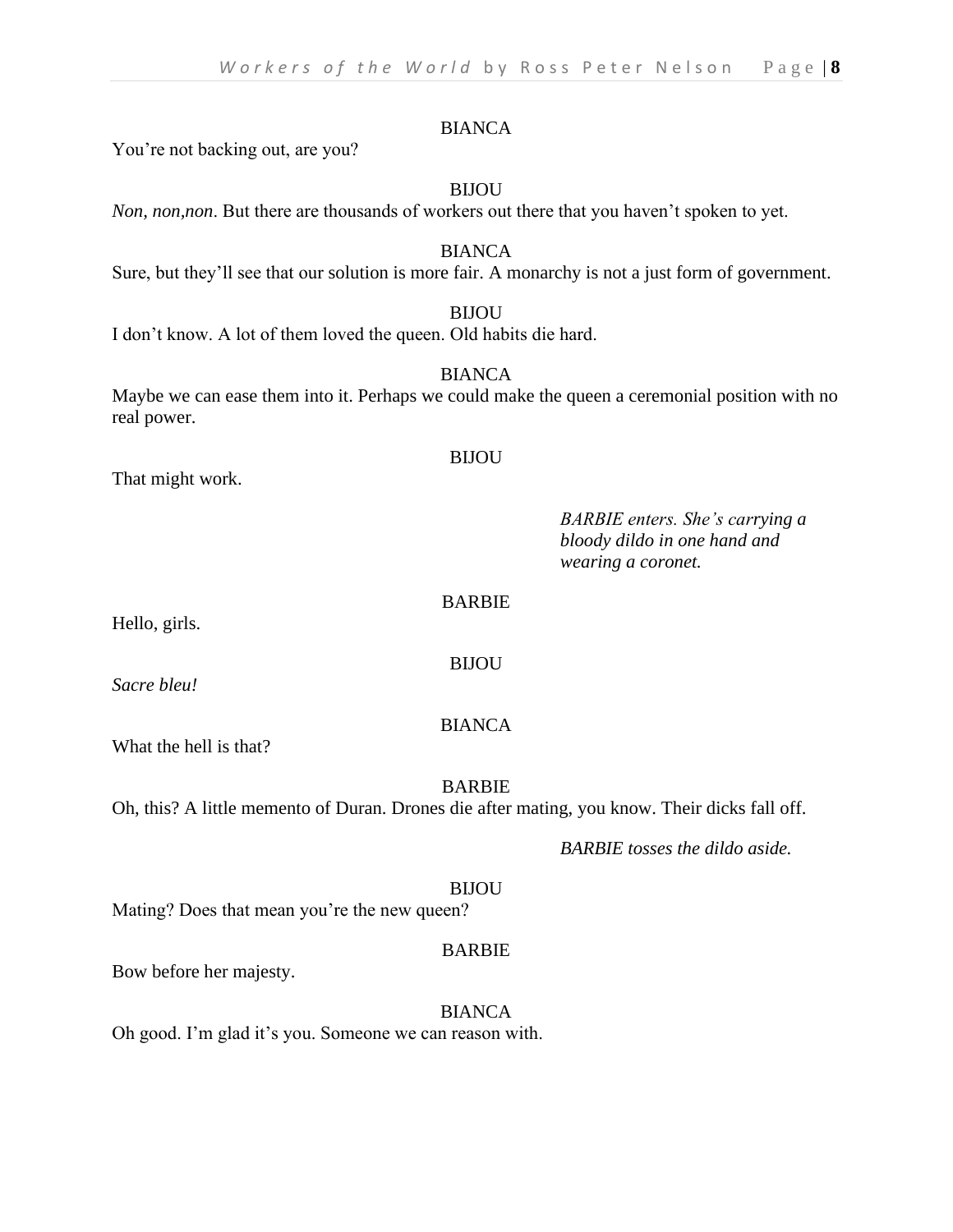BIANCA

You're not backing out, are you?

BIJOU

*Non, non,non*. But there are thousands of workers out there that you haven't spoken to yet.

BIANCA

Sure, but they'll see that our solution is more fair. A monarchy is not a just form of government.

BIJOU

I don't know. A lot of them loved the queen. Old habits die hard.

BIANCA

Maybe we can ease them into it. Perhaps we could make the queen a ceremonial position with no real power.

BIJOU

That might work.

*BARBIE enters. She's carrying a bloody dildo in one hand and wearing a coronet.*

BARBIE

Hello, girls.

BIJOU

*Sacre bleu!*

BIANCA

What the hell is that?

BARBIE

Oh, this? A little memento of Duran. Drones die after mating, you know. Their dicks fall off.

*BARBIE tosses the dildo aside.*

BIJOU

Mating? Does that mean you're the new queen?

BARBIE

Bow before her majesty.

BIANCA

Oh good. I'm glad it's you. Someone we can reason with.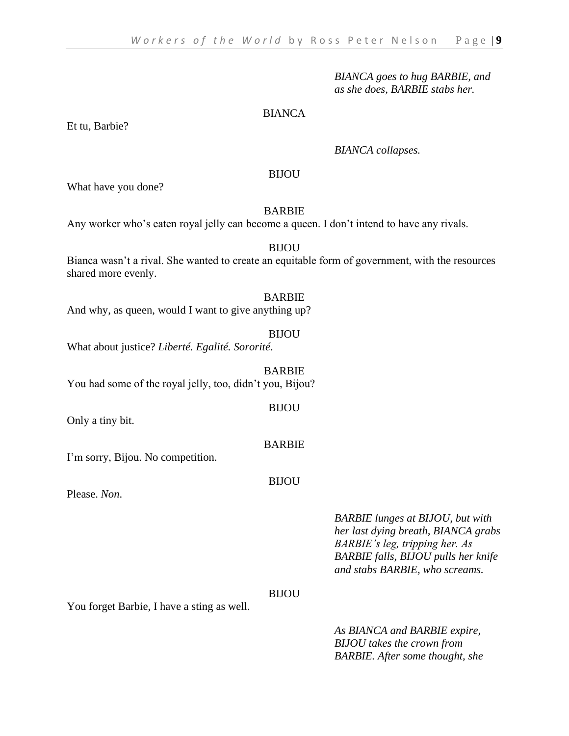*BIANCA goes to hug BARBIE, and as she does, BARBIE stabs her.*

BIANCA

Et tu, Barbie?

*BIANCA collapses.*

BIJOU

What have you done?

BARBIE

Any worker who's eaten royal jelly can become a queen. I don't intend to have any rivals.

BIJOU

Bianca wasn't a rival. She wanted to create an equitable form of government, with the resources shared more evenly.

BARBIE

And why, as queen, would I want to give anything up?

BIJOU

What about justice? *Liberté. Egalité. Sororité.*

BARBIE

You had some of the royal jelly, too, didn't you, Bijou?

BIJOU

Only a tiny bit.

BARBIE

I'm sorry, Bijou. No competition.

BIJOU

Please. *Non.*

*BARBIE lunges at BIJOU, but with her last dying breath, BIANCA grabs BARBIE's leg, tripping her. As BARBIE falls, BIJOU pulls her knife and stabs BARBIE, who screams.*

BIJOU

You forget Barbie, I have a sting as well.

*As BIANCA and BARBIE expire, BIJOU takes the crown from BARBIE. After some thought, she*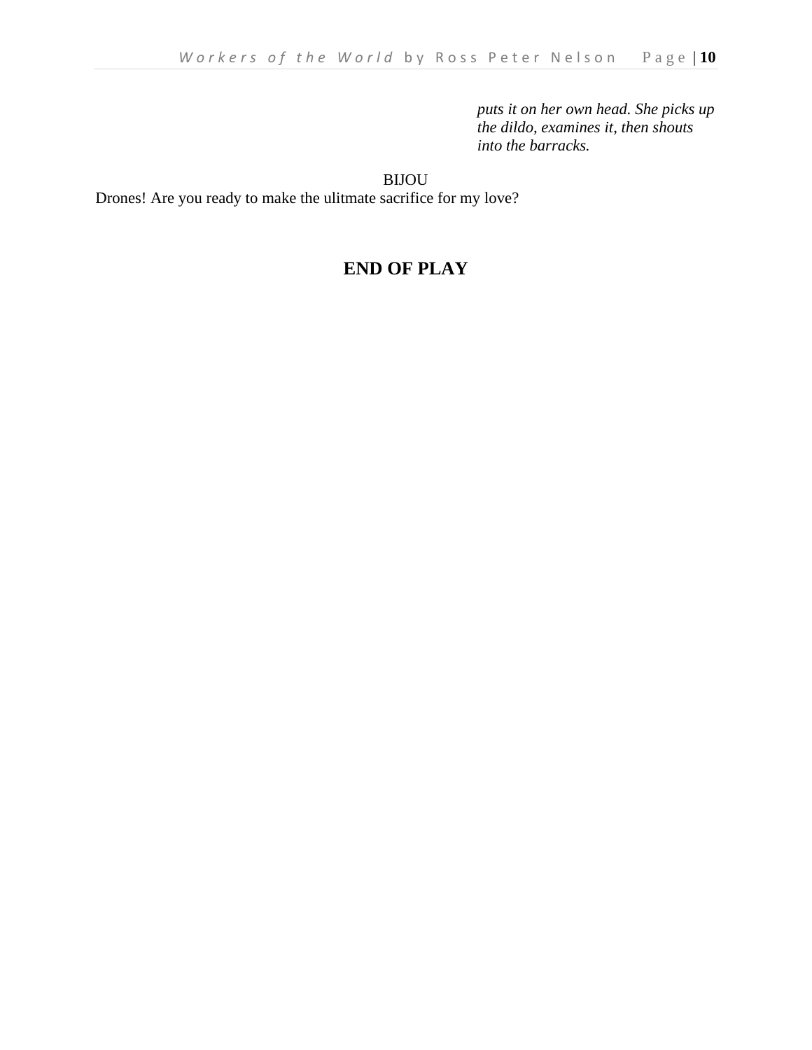*puts it on her own head. She picks up the dildo, examines it, then shouts into the barracks.*

BIJOU

Drones! Are you ready to make the ulitmate sacrifice for my love?

**END OF PLAY**